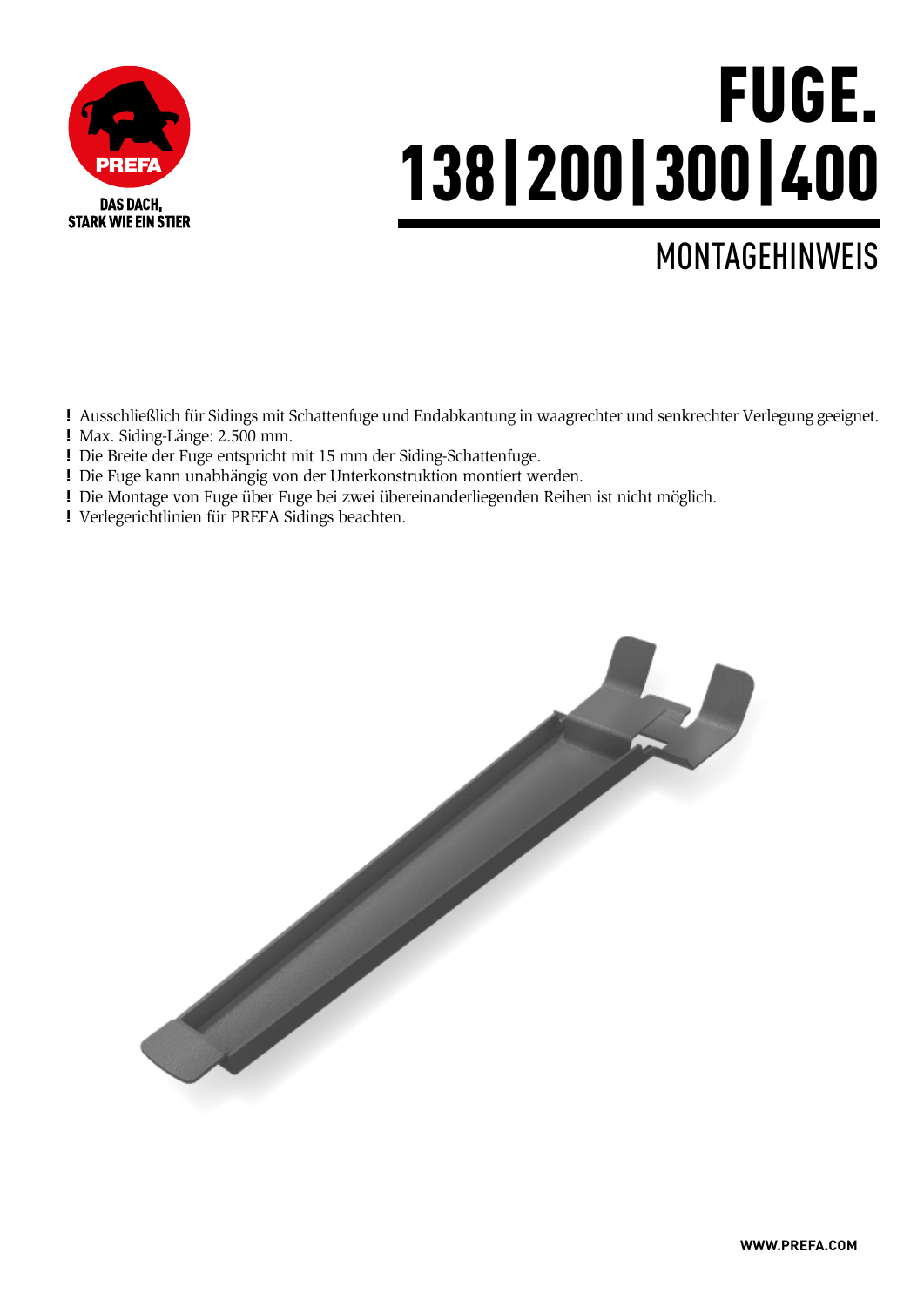PREFA

DAS DACH,
STARK WIE EIN STIER

# FUGE.
# 138|200|300|400

## MONTAGEHINWEIS

- ! Ausschließlich für Sidings mit Schattenfuge und Endabkantung in waagrechter und senkrechter Verlegung geeignet.
- ! Max. Siding-Länge: 2.500 mm.
- ! Die Breite der Fuge entspricht mit 15 mm der Siding-Schattenfuge.
- ! Die Fuge kann unabhängig von der Unterkonstruktion montiert werden.
- ! Die Montage von Fuge über Fuge bei zwei übereinanderliegenden Reihen ist nicht möglich.
- ! Verlegerichtlinien für PREFA Sidings beachten.

WWW.PREFA.COM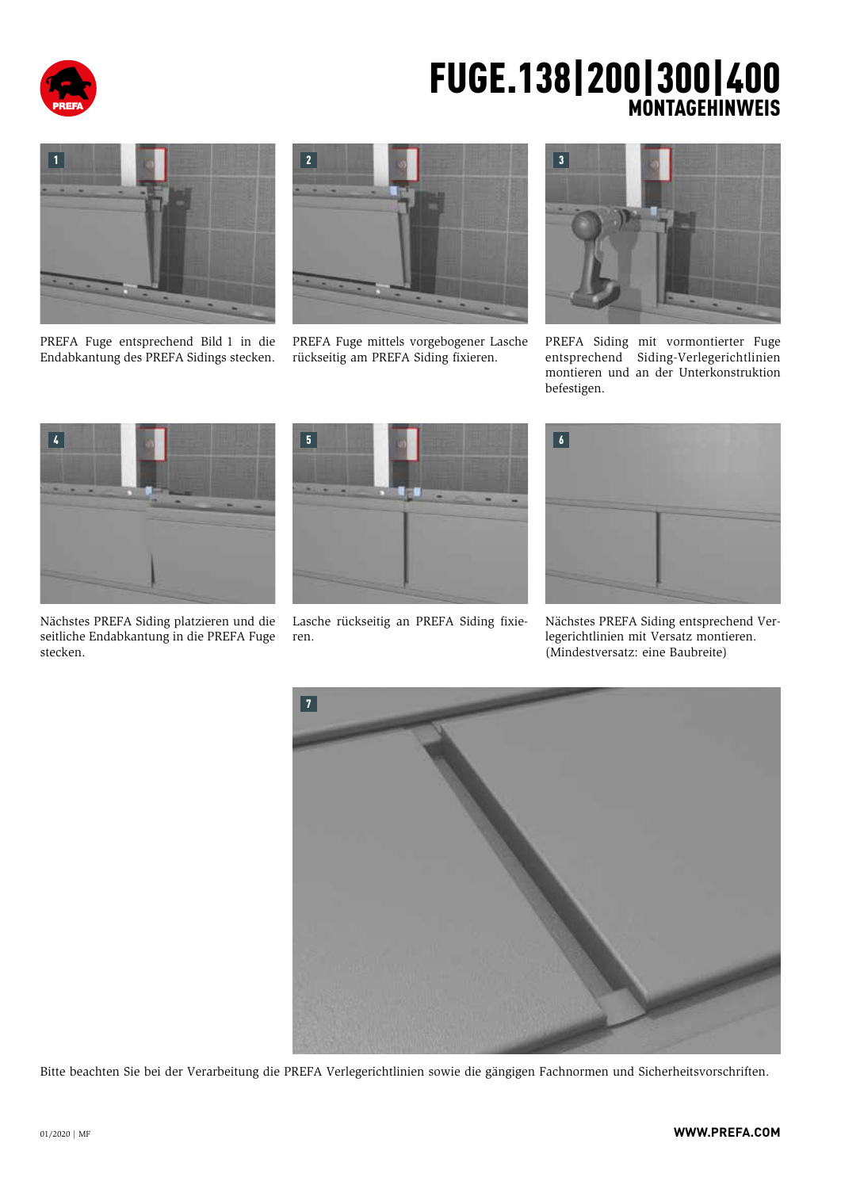# FUGE.138|200|300|400
## MONTAGEHINWEIS

1

PREFA Fuge entsprechend Bild 1 in die Endabkantung des PREFA Sidings stecken.

2

PREFA Fuge mittels vorgebogener Lasche rückseitig am PREFA Siding fixieren.

3

PREFA Siding mit vormontierter Fuge entsprechend Siding-Verlegerichtlinien montieren und an der Unterkonstruktion befestigen.

4

Nächstes PREFA Siding platzieren und die seitliche Endabkantung in die PREFA Fuge stecken.

5

Lasche rückseitig an PREFA Siding fixieren.

6

Nächstes PREFA Siding entsprechend Verlegerichtlinien mit Versatz montieren. (Mindestversatz: eine Baubreite)

7

Bitte beachten Sie bei der Verarbeitung die PREFA Verlegerichtlinien sowie die gängigen Fachnormen und Sicherheitsvorschriften.

01/2020 | MF

WWW.PREFA.COM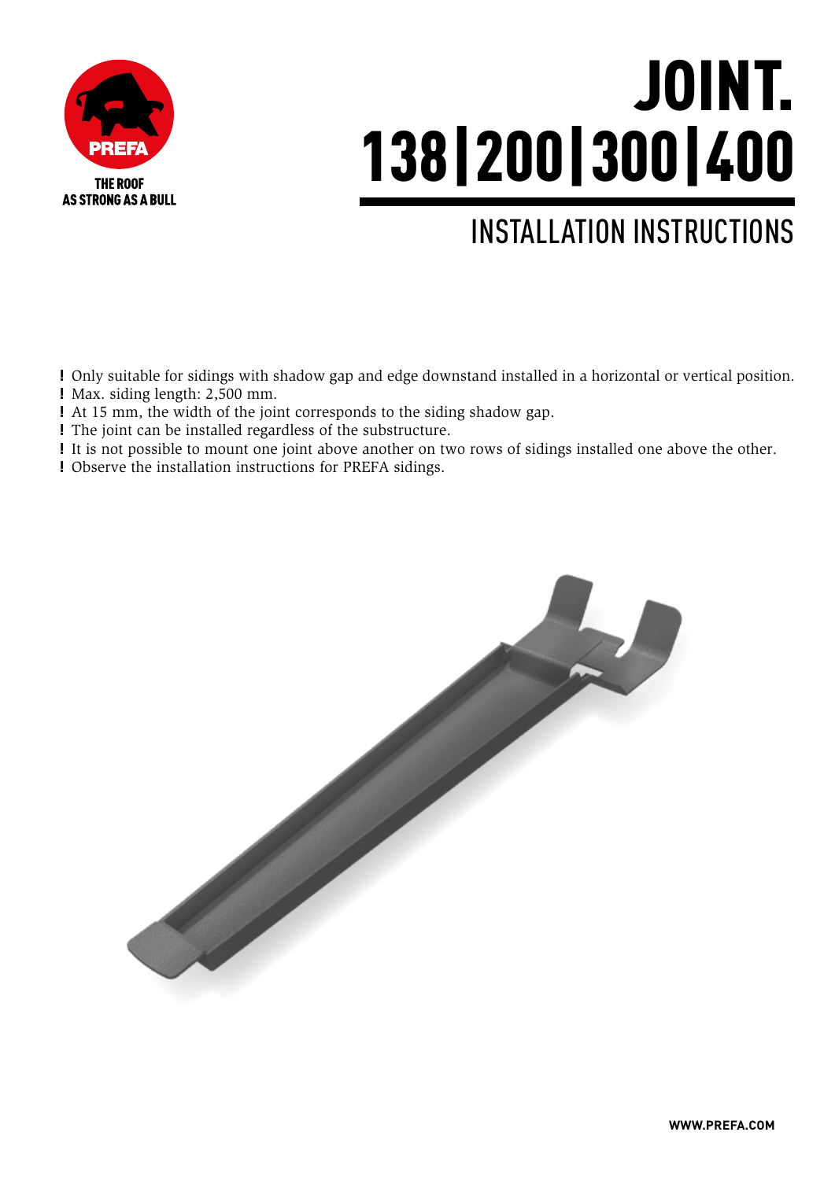PREFA

THE ROOF
AS STRONG AS A BULL

# JOINT.
# 138|200|300|400

## INSTALLATION INSTRUCTIONS

- **!** Only suitable for sidings with shadow gap and edge downstand installed in a horizontal or vertical position.
- **!** Max. siding length: 2,500 mm.
- **!** At 15 mm, the width of the joint corresponds to the siding shadow gap.
- **!** The joint can be installed regardless of the substructure.
- **!** It is not possible to mount one joint above another on two rows of sidings installed one above the other.
- **!** Observe the installation instructions for PREFA sidings.

**WWW.PREFA.COM**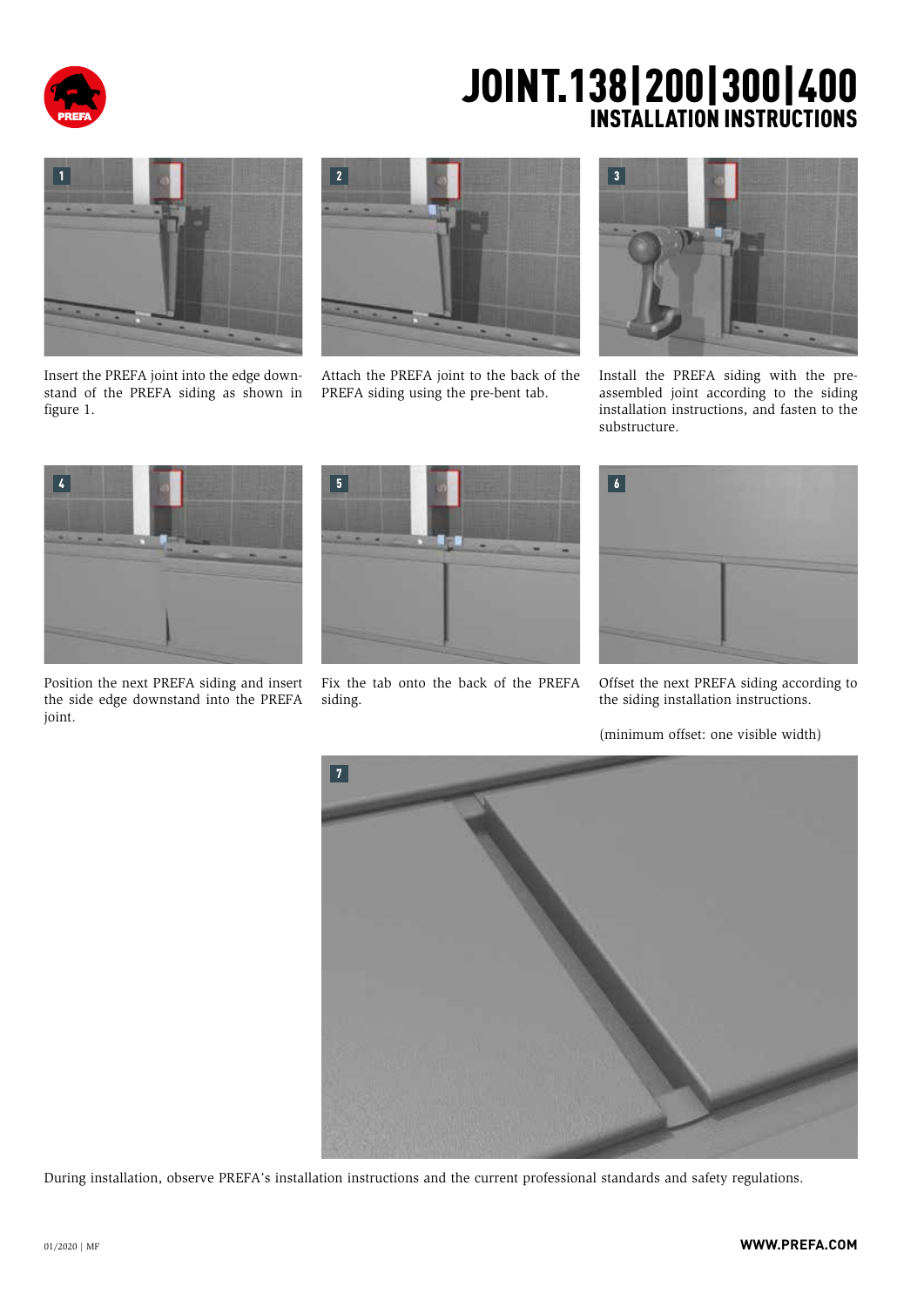# JOINT.138|200|300|400

## INSTALLATION INSTRUCTIONS

1

Insert the PREFA joint into the edge downstand of the PREFA siding as shown in figure 1.

2

Attach the PREFA joint to the back of the PREFA siding using the pre-bent tab.

3

Install the PREFA siding with the pre-assembled joint according to the siding installation instructions, and fasten to the substructure.

4

Position the next PREFA siding and insert the side edge downstand into the PREFA joint.

5

Fix the tab onto the back of the PREFA siding.

6

Offset the next PREFA siding according to the siding installation instructions.

(minimum offset: one visible width)

7

During installation, observe PREFA's installation instructions and the current professional standards and safety regulations.

01/2020 | MF

**WWW.PREFA.COM**